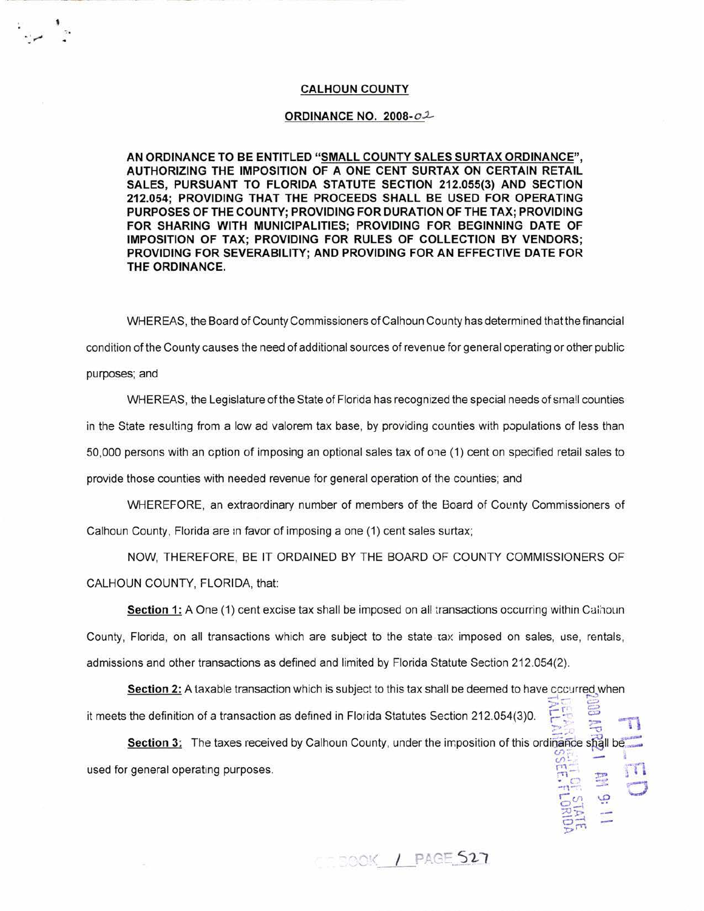**CALHOUN COUNTY**

**ORDINANCE NO. 2008-02**

**AN ORDINANCE TO BE ENTITLED "SMALL COUNTY SALES SURTAX ORDINANCE", AUTHORIZING THE IMPOSITION OF A ONE CENT SURTAX ON CERTAIN RETAIL SALES, PURSUANT TO FLORIDA STATUTE SECTION 212.055(3) AND SECTION 212.054; PROVIDING THAT THE PROCEEDS SHALL BE USED FOR OPERATING PURPOSES OF THE COUNTY; PROVIDING FOR DURATION OF THE TAX; PROVIDING FOR SHARING WITH MUNICIPALITIES; PROVIDING FOR BEGINNING DATE OF IMPOSITION OF TAX; PROVIDING FOR RULES OF COLLECTION BY VENDORS; PROVIDING FOR SEVERABILITY; AND PROVIDING FOR AN EFFECTIVE DATE FOR THE ORDINANCE.**

WHEREAS, the Board of County Commissioners of Calhoun County has determined that the financial condition of the County causes the need of additional sources of revenue for general operating or other public purposes; and

WHEREAS, the Legislature of the State of Florida has recognized the special needs of small counties in the State resulting from a low ad valorem tax base, by providing counties with populations of less than 50,000 persons with an option of imposing an optional sales tax of one (1) cent on specified retail sales to provide those counties with needed revenue for general operation of the counties; and

WHEREFORE, an extraordinary number of members of the Board of County Commissioners of Calhoun County, Florida are in favor of imposing a one (1) cent sales surtax;

NOW, THEREFORE, BE IT ORDAINED BY THE BOARD OF COUNTY COMMISSIONERS OF CALHOUN COUNTY, FLORIDA, that:

**Section 1:** A One (1) cent excise tax shall be imposed on all transactions occurring within Calhoun County, Florida, on all transactions which are subject to the state tax imposed on sales, use, rentals, admissions and other transactions as defined and limited by Florida Statute Section 212.054(2).

**Section 2:** A taxable transaction which is subject to this tax shall be deemed to have occurred when it meets the definition of a transaction as defined in Florida Statutes Section 212.054(3)0.

**Section 3:** The taxes received by Calhoun County, under the imposition of this ordinance shall be used for general operating purposes.

FILED
2008 APR 21 AM 9:11
DEPARTMENT OF STATE
TALLAHASSEE, FLORIDA

BOOK 1 PAGE 527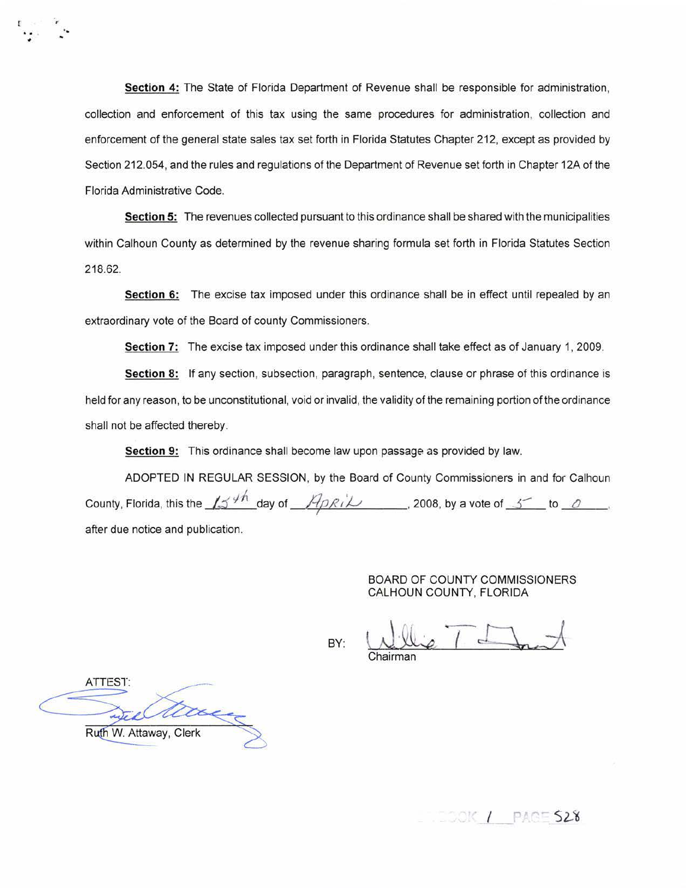**Section 4:** The State of Florida Department of Revenue shall be responsible for administration, collection and enforcement of this tax using the same procedures for administration, collection and enforcement of the general state sales tax set forth in Florida Statutes Chapter 212, except as provided by Section 212.054, and the rules and regulations of the Department of Revenue set forth in Chapter 12A of the Florida Administrative Code.

**Section 5:** The revenues collected pursuant to this ordinance shall be shared with the municipalities within Calhoun County as determined by the revenue sharing formula set forth in Florida Statutes Section 218.62.

**Section 6:** The excise tax imposed under this ordinance shall be in effect until repealed by an extraordinary vote of the Board of county Commissioners.

**Section 7:** The excise tax imposed under this ordinance shall take effect as of January 1, 2009.

**Section 8:** If any section, subsection, paragraph, sentence, clause or phrase of this ordinance is held for any reason, to be unconstitutional, void or invalid, the validity of the remaining portion of the ordinance shall not be affected thereby.

**Section 9:** This ordinance shall become law upon passage as provided by law.

ADOPTED IN REGULAR SESSION, by the Board of County Commissioners in and for Calhoun County, Florida, this the 15th day of April, 2008, by a vote of 5 to 0, after due notice and publication.

BOARD OF COUNTY COMMISSIONERS
CALHOUN COUNTY, FLORIDA

BY: Willie T Grant
Chairman

ATTEST:

Ruth W. Attaway, Clerk

BOOK 1 PAGE 528